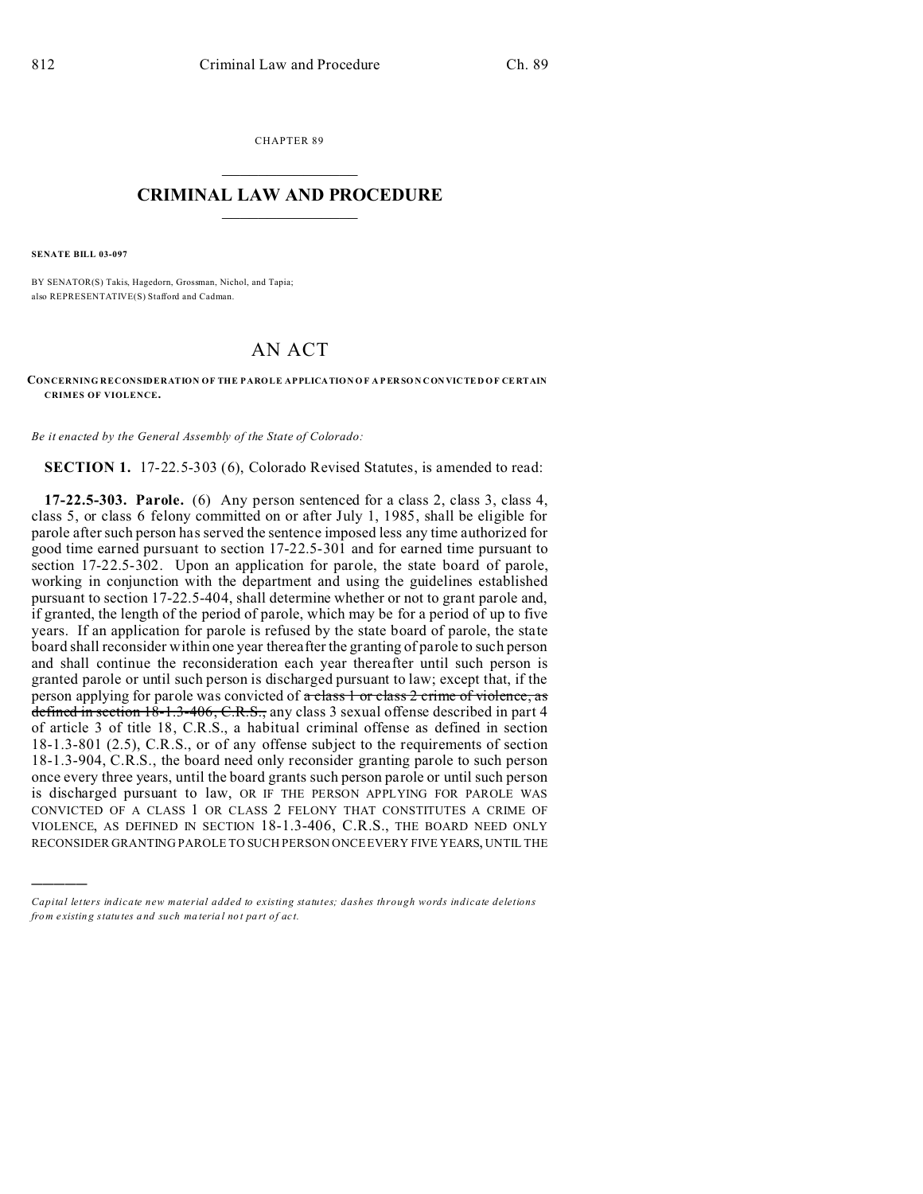CHAPTER 89

# CRIMINAL LAW AND PROCEDURE

**SENATE BILL 03-097**

BY SENATOR(S) Takis, Hagedorn, Grossman, Nichol, and Tapia;
also REPRESENTATIVE(S) Stafford and Cadman.

## AN ACT

**CONCERNING RECONSIDERATION OF THE PAROLE APPLICATION OF A PERSON CONVICTED OF CERTAIN CRIMES OF VIOLENCE.**

*Be it enacted by the General Assembly of the State of Colorado:*

**SECTION 1.** 17-22.5-303 (6), Colorado Revised Statutes, is amended to read:

**17-22.5-303. Parole.** (6) Any person sentenced for a class 2, class 3, class 4, class 5, or class 6 felony committed on or after July 1, 1985, shall be eligible for parole after such person has served the sentence imposed less any time authorized for good time earned pursuant to section 17-22.5-301 and for earned time pursuant to section 17-22.5-302. Upon an application for parole, the state board of parole, working in conjunction with the department and using the guidelines established pursuant to section 17-22.5-404, shall determine whether or not to grant parole and, if granted, the length of the period of parole, which may be for a period of up to five years. If an application for parole is refused by the state board of parole, the state board shall reconsider within one year thereafter the granting of parole to such person and shall continue the reconsideration each year thereafter until such person is granted parole or until such person is discharged pursuant to law; except that, if the person applying for parole was convicted of ~~a class 1 or class 2 crime of violence, as defined in section 18-1.3-406, C.R.S.,~~ any class 3 sexual offense described in part 4 of article 3 of title 18, C.R.S., a habitual criminal offense as defined in section 18-1.3-801 (2.5), C.R.S., or of any offense subject to the requirements of section 18-1.3-904, C.R.S., the board need only reconsider granting parole to such person once every three years, until the board grants such person parole or until such person is discharged pursuant to law, OR IF THE PERSON APPLYING FOR PAROLE WAS CONVICTED OF A CLASS 1 OR CLASS 2 FELONY THAT CONSTITUTES A CRIME OF VIOLENCE, AS DEFINED IN SECTION 18-1.3-406, C.R.S., THE BOARD NEED ONLY RECONSIDER GRANTING PAROLE TO SUCH PERSON ONCE EVERY FIVE YEARS, UNTIL THE

---

*Capital letters indicate new material added to existing statutes; dashes through words indicate deletions from existing statutes and such material not part of act.*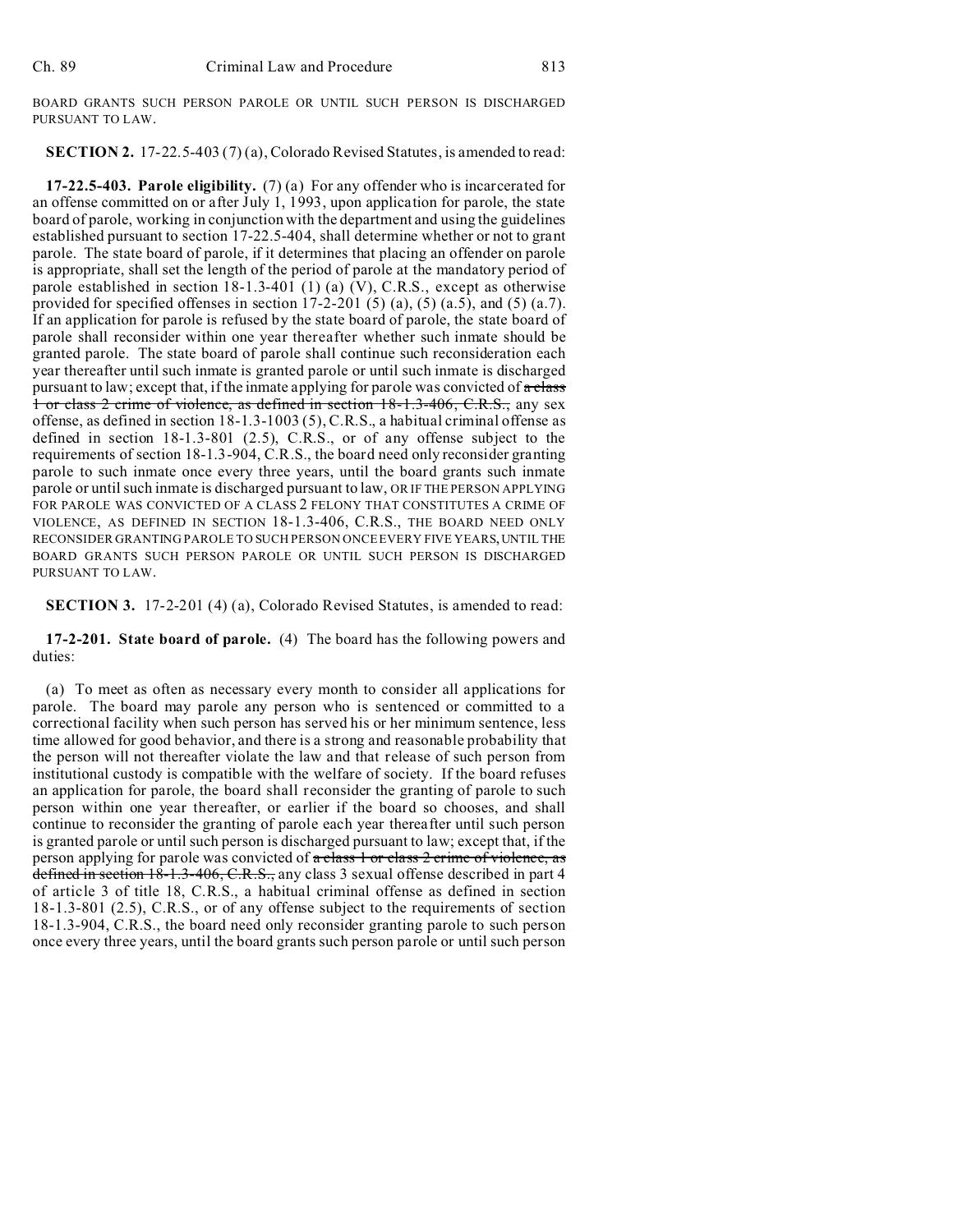BOARD GRANTS SUCH PERSON PAROLE OR UNTIL SUCH PERSON IS DISCHARGED PURSUANT TO LAW.

**SECTION 2.** 17-22.5-403 (7) (a), Colorado Revised Statutes, is amended to read:

**17-22.5-403. Parole eligibility.** (7) (a) For any offender who is incarcerated for an offense committed on or after July 1, 1993, upon application for parole, the state board of parole, working in conjunction with the department and using the guidelines established pursuant to section 17-22.5-404, shall determine whether or not to grant parole. The state board of parole, if it determines that placing an offender on parole is appropriate, shall set the length of the period of parole at the mandatory period of parole established in section 18-1.3-401 (1) (a) (V), C.R.S., except as otherwise provided for specified offenses in section 17-2-201 (5) (a), (5) (a.5), and (5) (a.7). If an application for parole is refused by the state board of parole, the state board of parole shall reconsider within one year thereafter whether such inmate should be granted parole. The state board of parole shall continue such reconsideration each year thereafter until such inmate is granted parole or until such inmate is discharged pursuant to law; except that, if the inmate applying for parole was convicted of ~~a class 1 or class 2 crime of violence, as defined in section 18-1.3-406, C.R.S.,~~ any sex offense, as defined in section 18-1.3-1003 (5), C.R.S., a habitual criminal offense as defined in section 18-1.3-801 (2.5), C.R.S., or of any offense subject to the requirements of section 18-1.3-904, C.R.S., the board need only reconsider granting parole to such inmate once every three years, until the board grants such inmate parole or until such inmate is discharged pursuant to law, OR IF THE PERSON APPLYING FOR PAROLE WAS CONVICTED OF A CLASS 2 FELONY THAT CONSTITUTES A CRIME OF VIOLENCE, AS DEFINED IN SECTION 18-1.3-406, C.R.S., THE BOARD NEED ONLY RECONSIDER GRANTING PAROLE TO SUCH PERSON ONCE EVERY FIVE YEARS, UNTIL THE BOARD GRANTS SUCH PERSON PAROLE OR UNTIL SUCH PERSON IS DISCHARGED PURSUANT TO LAW.

**SECTION 3.** 17-2-201 (4) (a), Colorado Revised Statutes, is amended to read:

**17-2-201. State board of parole.** (4) The board has the following powers and duties:

(a) To meet as often as necessary every month to consider all applications for parole. The board may parole any person who is sentenced or committed to a correctional facility when such person has served his or her minimum sentence, less time allowed for good behavior, and there is a strong and reasonable probability that the person will not thereafter violate the law and that release of such person from institutional custody is compatible with the welfare of society. If the board refuses an application for parole, the board shall reconsider the granting of parole to such person within one year thereafter, or earlier if the board so chooses, and shall continue to reconsider the granting of parole each year thereafter until such person is granted parole or until such person is discharged pursuant to law; except that, if the person applying for parole was convicted of ~~a class 1 or class 2 crime of violence, as defined in section 18-1.3-406, C.R.S.,~~ any class 3 sexual offense described in part 4 of article 3 of title 18, C.R.S., a habitual criminal offense as defined in section 18-1.3-801 (2.5), C.R.S., or of any offense subject to the requirements of section 18-1.3-904, C.R.S., the board need only reconsider granting parole to such person once every three years, until the board grants such person parole or until such person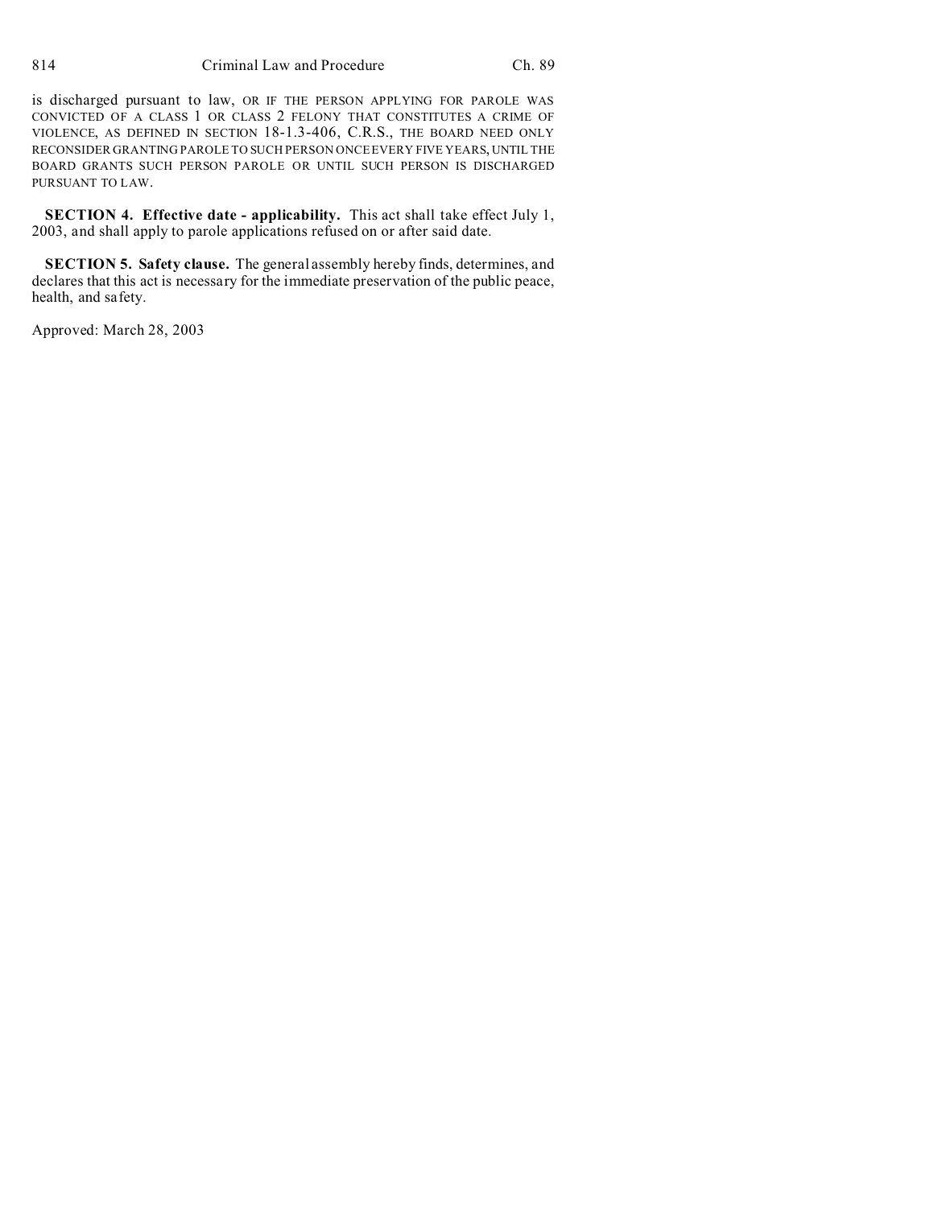is discharged pursuant to law, OR IF THE PERSON APPLYING FOR PAROLE WAS CONVICTED OF A CLASS 1 OR CLASS 2 FELONY THAT CONSTITUTES A CRIME OF VIOLENCE, AS DEFINED IN SECTION 18-1.3-406, C.R.S., THE BOARD NEED ONLY RECONSIDER GRANTING PAROLE TO SUCH PERSON ONCE EVERY FIVE YEARS, UNTIL THE BOARD GRANTS SUCH PERSON PAROLE OR UNTIL SUCH PERSON IS DISCHARGED PURSUANT TO LAW.

**SECTION 4. Effective date - applicability.** This act shall take effect July 1, 2003, and shall apply to parole applications refused on or after said date.

**SECTION 5. Safety clause.** The general assembly hereby finds, determines, and declares that this act is necessary for the immediate preservation of the public peace, health, and safety.

Approved: March 28, 2003